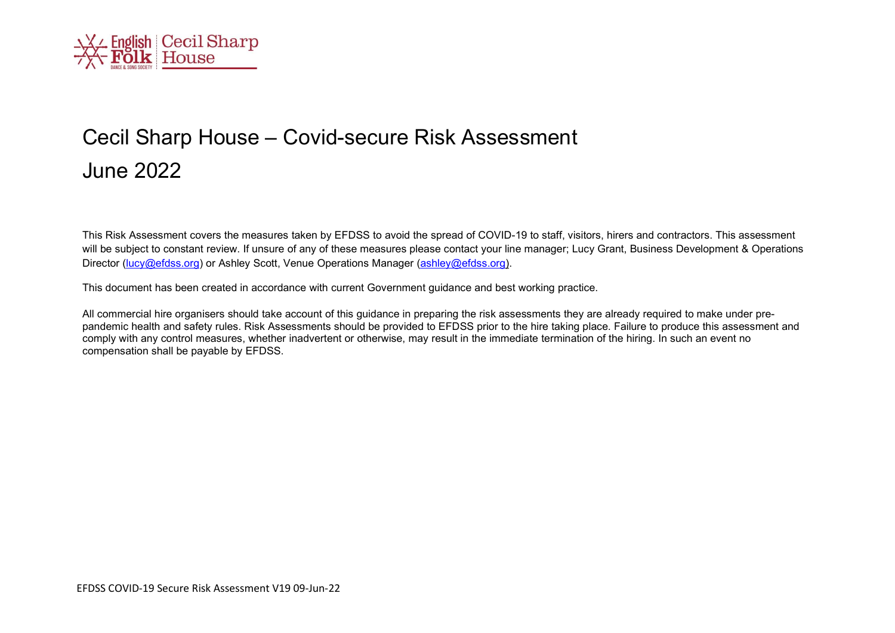# Cecil Sharp House – Covid-secure Risk Assessment

# June 2022

This Risk Assessment covers the measures taken by EFDSS to avoid the spread of COVID-19 to staff, visitors, hirers and contractors. This assessment will be subject to constant review. If unsure of any of these measures please contact your line manager; Lucy Grant, Business Development & Operations Director (lucy@efdss.org) or Ashley Scott, Venue Operations Manager (ashley@efdss.org).

This document has been created in accordance with current Government guidance and best working practice.

All commercial hire organisers should take account of this guidance in preparing the risk assessments they are already required to make under pre-pandemic health and safety rules. Risk Assessments should be provided to EFDSS prior to the hire taking place. Failure to produce this assessment and comply with any control measures, whether inadvertent or otherwise, may result in the immediate termination of the hiring. In such an event no compensation shall be payable by EFDSS.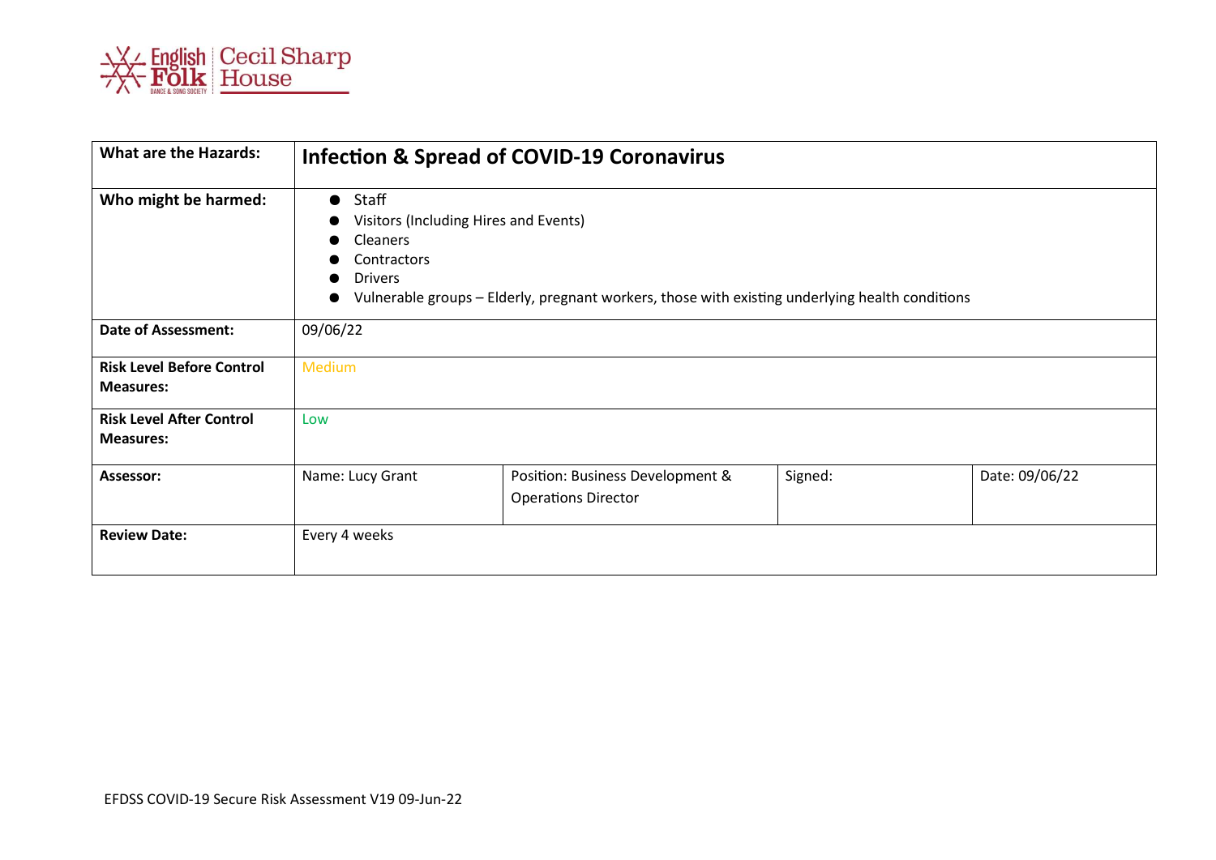| What are the Hazards: | **Infection & Spread of COVID-19 Coronavirus** | | | |
|---|---|---|---|---|
| **Who might be harmed:** | • Staff<br>• Visitors (Including Hires and Events)<br>• Cleaners<br>• Contractors<br>• Drivers<br>• Vulnerable groups – Elderly, pregnant workers, those with existing underlying health conditions | | | |
| **Date of Assessment:** | 09/06/22 | | | |
| **Risk Level Before Control Measures:** | Medium | | | |
| **Risk Level After Control Measures:** | Low | | | |
| **Assessor:** | Name: Lucy Grant | Position: Business Development & Operations Director | Signed: | Date: 09/06/22 |
| **Review Date:** | Every 4 weeks | | | |

EFDSS COVID-19 Secure Risk Assessment V19 09-Jun-22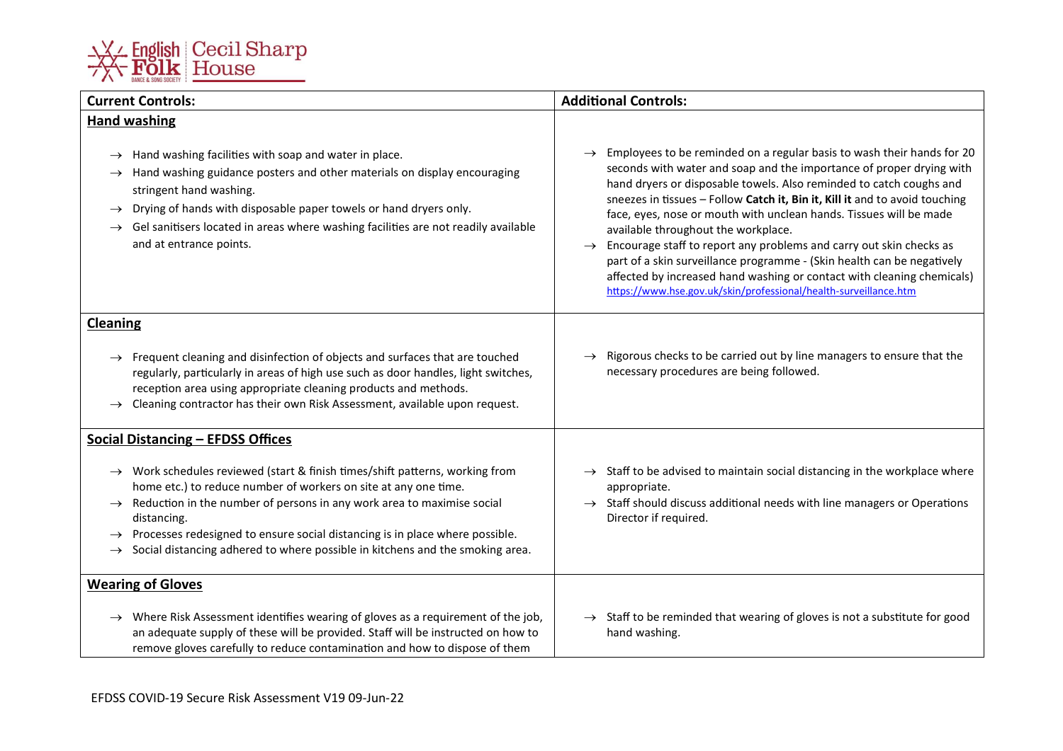| Current Controls: | Additional Controls: |
|---|---|
| **Hand washing**<br><br>→ Hand washing facilities with soap and water in place.<br>→ Hand washing guidance posters and other materials on display encouraging stringent hand washing.<br>→ Drying of hands with disposable paper towels or hand dryers only.<br>→ Gel sanitisers located in areas where washing facilities are not readily available and at entrance points. | → Employees to be reminded on a regular basis to wash their hands for 20 seconds with water and soap and the importance of proper drying with hand dryers or disposable towels. Also reminded to catch coughs and sneezes in tissues – Follow **Catch it, Bin it, Kill it** and to avoid touching face, eyes, nose or mouth with unclean hands. Tissues will be made available throughout the workplace.<br>→ Encourage staff to report any problems and carry out skin checks as part of a skin surveillance programme - (Skin health can be negatively affected by increased hand washing or contact with cleaning chemicals) https://www.hse.gov.uk/skin/professional/health-surveillance.htm |
| **Cleaning**<br><br>→ Frequent cleaning and disinfection of objects and surfaces that are touched regularly, particularly in areas of high use such as door handles, light switches, reception area using appropriate cleaning products and methods.<br>→ Cleaning contractor has their own Risk Assessment, available upon request. | → Rigorous checks to be carried out by line managers to ensure that the necessary procedures are being followed. |
| **Social Distancing – EFDSS Offices**<br><br>→ Work schedules reviewed (start & finish times/shift patterns, working from home etc.) to reduce number of workers on site at any one time.<br>→ Reduction in the number of persons in any work area to maximise social distancing.<br>→ Processes redesigned to ensure social distancing is in place where possible.<br>→ Social distancing adhered to where possible in kitchens and the smoking area. | → Staff to be advised to maintain social distancing in the workplace where appropriate.<br>→ Staff should discuss additional needs with line managers or Operations Director if required. |
| **Wearing of Gloves**<br><br>→ Where Risk Assessment identifies wearing of gloves as a requirement of the job, an adequate supply of these will be provided. Staff will be instructed on how to remove gloves carefully to reduce contamination and how to dispose of them | → Staff to be reminded that wearing of gloves is not a substitute for good hand washing. |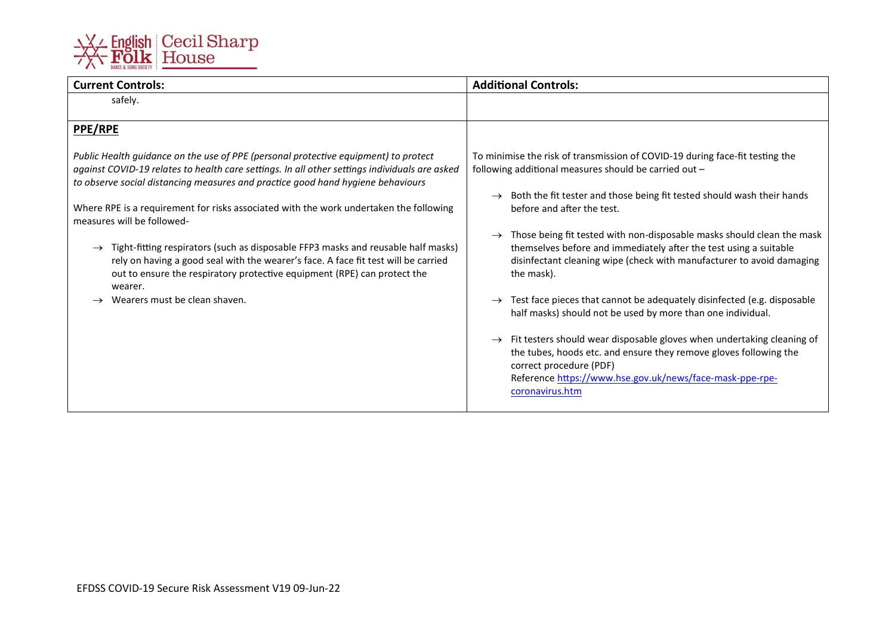| Current Controls: | Additional Controls: |
|---|---|
| safely. | |
| **PPE/RPE**<br><br>*Public Health guidance on the use of PPE (personal protective equipment) to protect against COVID-19 relates to health care settings. In all other settings individuals are asked to observe social distancing measures and practice good hand hygiene behaviours*<br><br>Where RPE is a requirement for risks associated with the work undertaken the following measures will be followed-<br><br>→ Tight-fitting respirators (such as disposable FFP3 masks and reusable half masks) rely on having a good seal with the wearer's face. A face fit test will be carried out to ensure the respiratory protective equipment (RPE) can protect the wearer.<br>→ Wearers must be clean shaven. | To minimise the risk of transmission of COVID-19 during face-fit testing the following additional measures should be carried out –<br><br>→ Both the fit tester and those being fit tested should wash their hands before and after the test.<br><br>→ Those being fit tested with non-disposable masks should clean the mask themselves before and immediately after the test using a suitable disinfectant cleaning wipe (check with manufacturer to avoid damaging the mask).<br><br>→ Test face pieces that cannot be adequately disinfected (e.g. disposable half masks) should not be used by more than one individual.<br><br>→ Fit testers should wear disposable gloves when undertaking cleaning of the tubes, hoods etc. and ensure they remove gloves following the correct procedure (PDF)<br>Reference https://www.hse.gov.uk/news/face-mask-ppe-rpe-coronavirus.htm |

EFDSS COVID-19 Secure Risk Assessment V19 09-Jun-22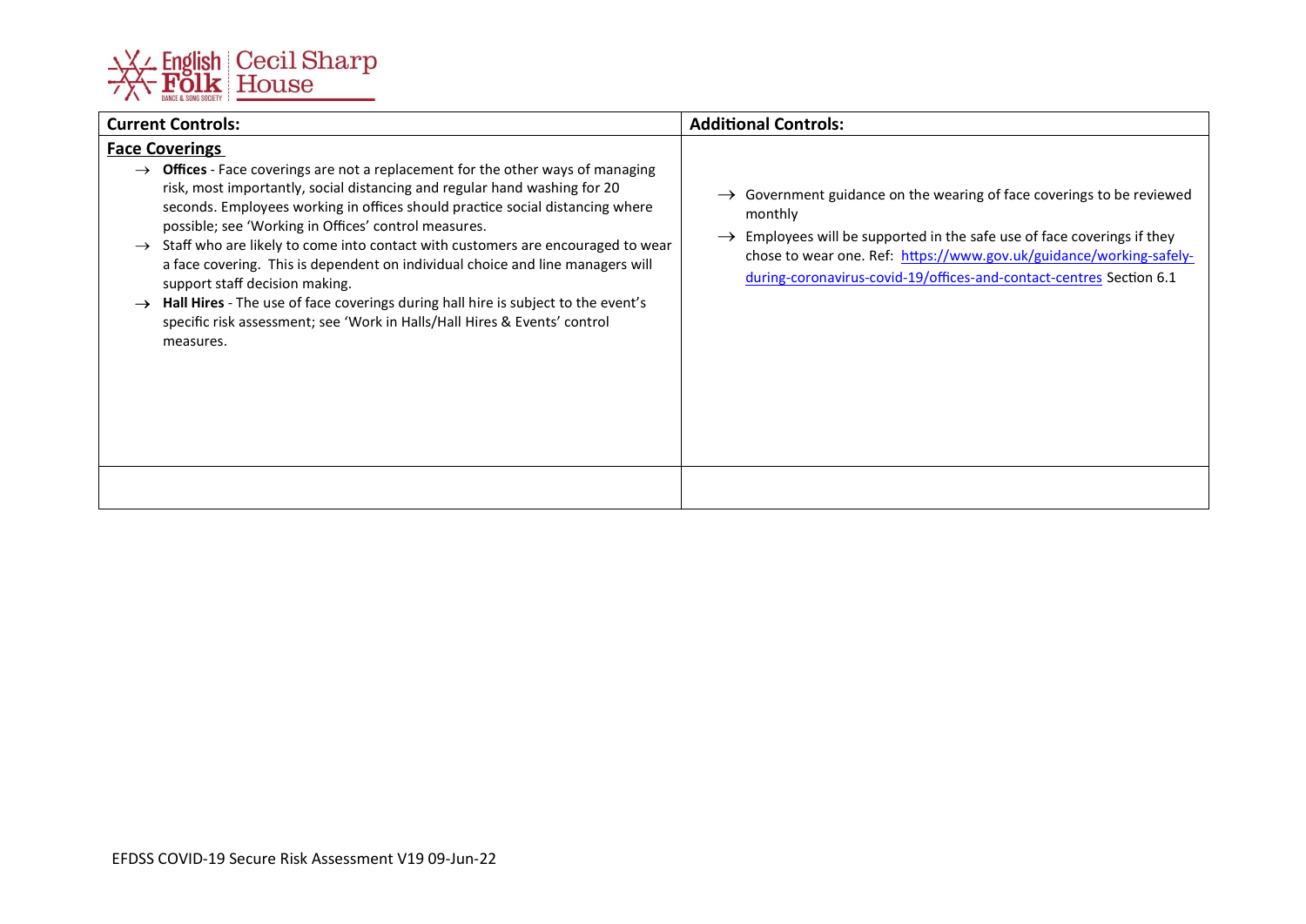| Current Controls: | Additional Controls: |
| --- | --- |
| **<u>Face Coverings</u>**<br>→ **Offices** - Face coverings are not a replacement for the other ways of managing risk, most importantly, social distancing and regular hand washing for 20 seconds. Employees working in offices should practice social distancing where possible; see 'Working in Offices' control measures.<br>→ Staff who are likely to come into contact with customers are encouraged to wear a face covering. This is dependent on individual choice and line managers will support staff decision making.<br>→ **Hall Hires** - The use of face coverings during hall hire is subject to the event's specific risk assessment; see 'Work in Halls/Hall Hires & Events' control measures. | → Government guidance on the wearing of face coverings to be reviewed monthly<br>→ Employees will be supported in the safe use of face coverings if they chose to wear one. Ref: https://www.gov.uk/guidance/working-safely-during-coronavirus-covid-19/offices-and-contact-centres Section 6.1 |
| | |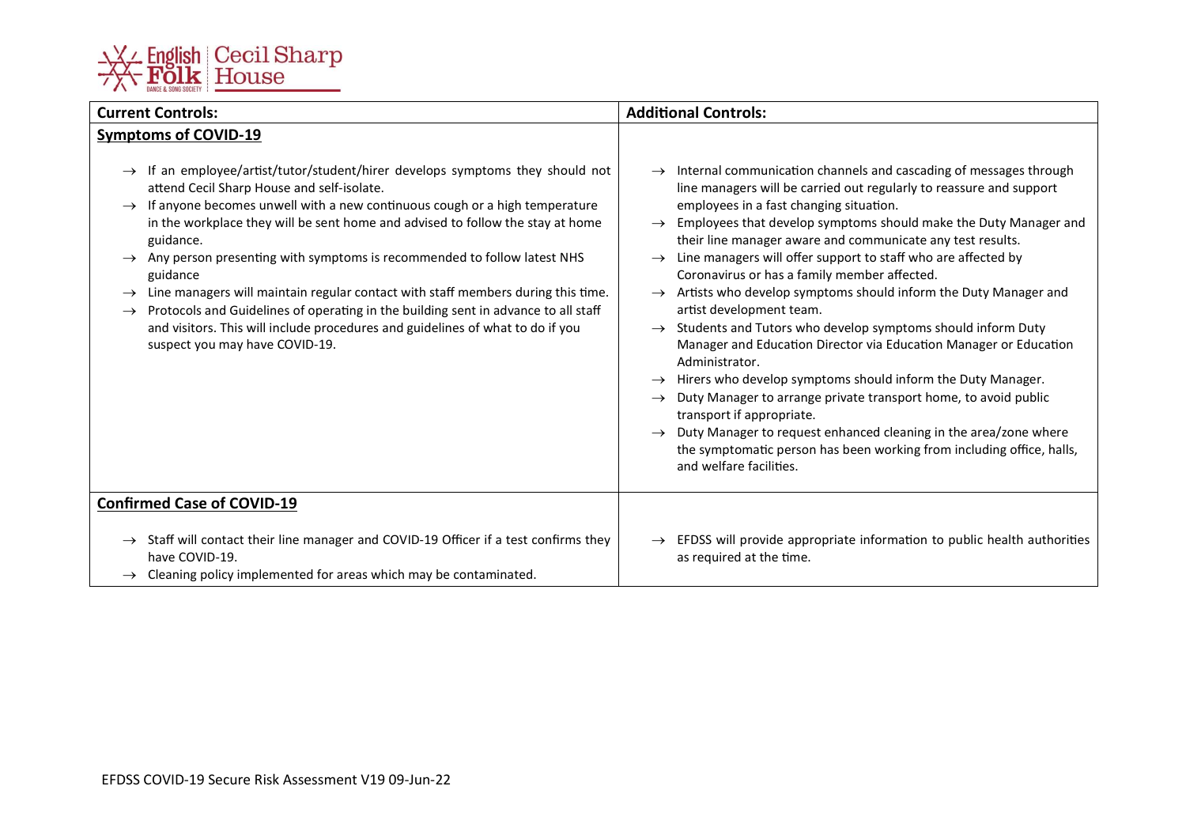| Current Controls: | Additional Controls: |
| --- | --- |
| **Symptoms of COVID-19**<br><br>→ If an employee/artist/tutor/student/hirer develops symptoms they should not attend Cecil Sharp House and self-isolate.<br>→ If anyone becomes unwell with a new continuous cough or a high temperature in the workplace they will be sent home and advised to follow the stay at home guidance.<br>→ Any person presenting with symptoms is recommended to follow latest NHS guidance<br>→ Line managers will maintain regular contact with staff members during this time.<br>→ Protocols and Guidelines of operating in the building sent in advance to all staff and visitors. This will include procedures and guidelines of what to do if you suspect you may have COVID-19. | → Internal communication channels and cascading of messages through line managers will be carried out regularly to reassure and support employees in a fast changing situation.<br>→ Employees that develop symptoms should make the Duty Manager and their line manager aware and communicate any test results.<br>→ Line managers will offer support to staff who are affected by Coronavirus or has a family member affected.<br>→ Artists who develop symptoms should inform the Duty Manager and artist development team.<br>→ Students and Tutors who develop symptoms should inform Duty Manager and Education Director via Education Manager or Education Administrator.<br>→ Hirers who develop symptoms should inform the Duty Manager.<br>→ Duty Manager to arrange private transport home, to avoid public transport if appropriate.<br>→ Duty Manager to request enhanced cleaning in the area/zone where the symptomatic person has been working from including office, halls, and welfare facilities. |
| **Confirmed Case of COVID-19**<br><br>→ Staff will contact their line manager and COVID-19 Officer if a test confirms they have COVID-19.<br>→ Cleaning policy implemented for areas which may be contaminated. | → EFDSS will provide appropriate information to public health authorities as required at the time. |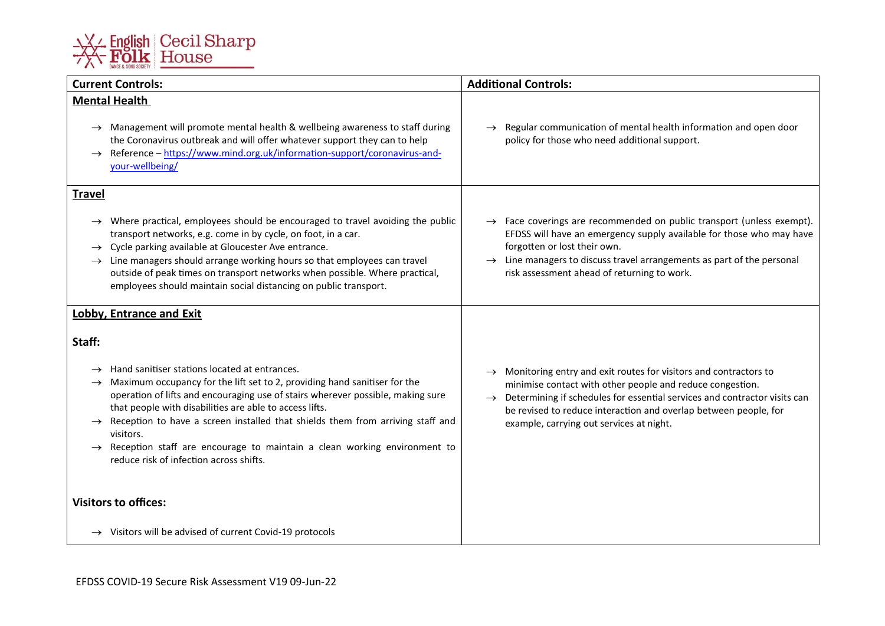| Current Controls: | Additional Controls: |
|---|---|
| **Mental Health**<br><br>→ Management will promote mental health & wellbeing awareness to staff during the Coronavirus outbreak and will offer whatever support they can to help<br>→ Reference – [https://www.mind.org.uk/information-support/coronavirus-and-your-wellbeing/](https://www.mind.org.uk/information-support/coronavirus-and-your-wellbeing/) | → Regular communication of mental health information and open door policy for those who need additional support. |
| **Travel**<br><br>→ Where practical, employees should be encouraged to travel avoiding the public transport networks, e.g. come in by cycle, on foot, in a car.<br>→ Cycle parking available at Gloucester Ave entrance.<br>→ Line managers should arrange working hours so that employees can travel outside of peak times on transport networks when possible. Where practical, employees should maintain social distancing on public transport. | → Face coverings are recommended on public transport (unless exempt). EFDSS will have an emergency supply available for those who may have forgotten or lost their own.<br>→ Line managers to discuss travel arrangements as part of the personal risk assessment ahead of returning to work. |
| **Lobby, Entrance and Exit**<br><br>**Staff:**<br><br>→ Hand sanitiser stations located at entrances.<br>→ Maximum occupancy for the lift set to 2, providing hand sanitiser for the operation of lifts and encouraging use of stairs wherever possible, making sure that people with disabilities are able to access lifts.<br>→ Reception to have a screen installed that shields them from arriving staff and visitors.<br>→ Reception staff are encourage to maintain a clean working environment to reduce risk of infection across shifts.<br><br>**Visitors to offices:**<br><br>→ Visitors will be advised of current Covid-19 protocols | → Monitoring entry and exit routes for visitors and contractors to minimise contact with other people and reduce congestion.<br>→ Determining if schedules for essential services and contractor visits can be revised to reduce interaction and overlap between people, for example, carrying out services at night. |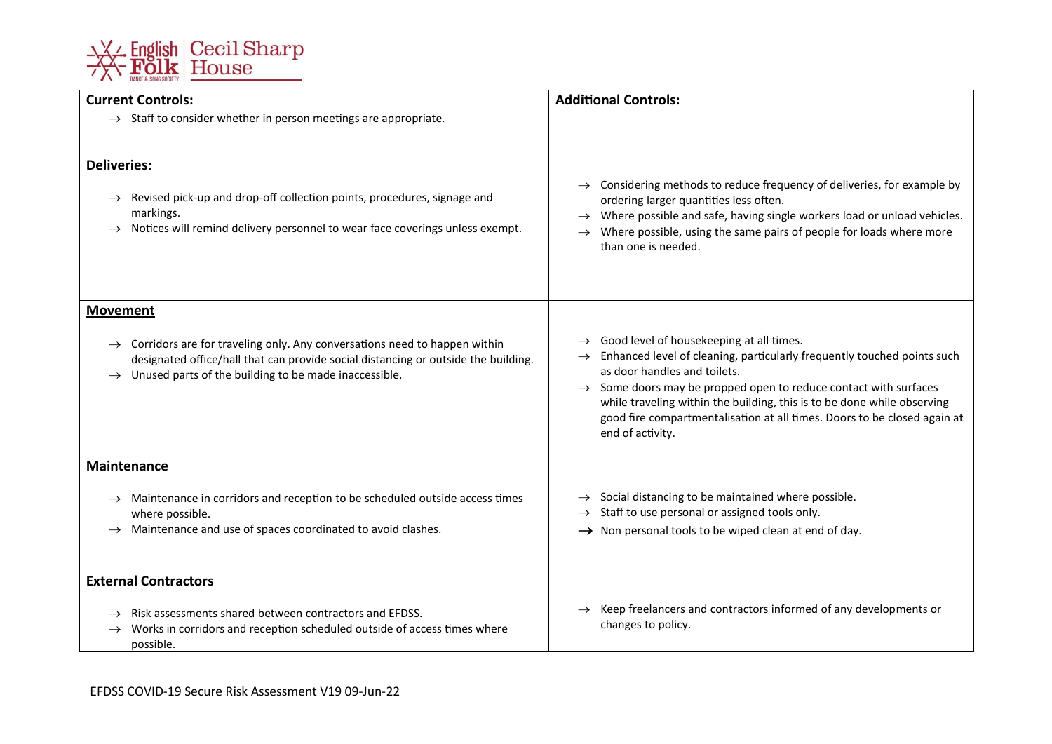| Current Controls: | Additional Controls: |
|---|---|
| → Staff to consider whether in person meetings are appropriate.<br><br>**Deliveries:**<br><br>→ Revised pick-up and drop-off collection points, procedures, signage and markings.<br>→ Notices will remind delivery personnel to wear face coverings unless exempt. | → Considering methods to reduce frequency of deliveries, for example by ordering larger quantities less often.<br>→ Where possible and safe, having single workers load or unload vehicles.<br>→ Where possible, using the same pairs of people for loads where more than one is needed. |
| **Movement**<br><br>→ Corridors are for traveling only. Any conversations need to happen within designated office/hall that can provide social distancing or outside the building.<br>→ Unused parts of the building to be made inaccessible. | → Good level of housekeeping at all times.<br>→ Enhanced level of cleaning, particularly frequently touched points such as door handles and toilets.<br>→ Some doors may be propped open to reduce contact with surfaces while traveling within the building, this is to be done while observing good fire compartmentalisation at all times. Doors to be closed again at end of activity. |
| **Maintenance**<br><br>→ Maintenance in corridors and reception to be scheduled outside access times where possible.<br>→ Maintenance and use of spaces coordinated to avoid clashes. | → Social distancing to be maintained where possible.<br>→ Staff to use personal or assigned tools only.<br>→ Non personal tools to be wiped clean at end of day. |
| **External Contractors**<br><br>→ Risk assessments shared between contractors and EFDSS.<br>→ Works in corridors and reception scheduled outside of access times where possible. | → Keep freelancers and contractors informed of any developments or changes to policy. |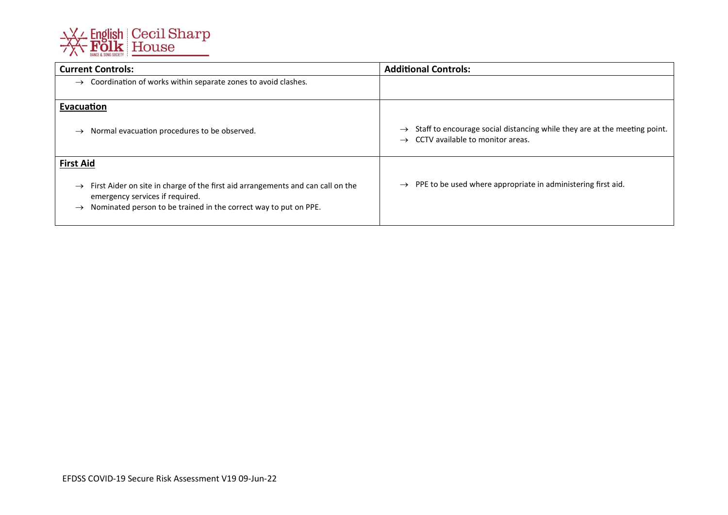| Current Controls: | Additional Controls: |
| --- | --- |
| → Coordination of works within separate zones to avoid clashes. | |
| **Evacuation**<br><br>→ Normal evacuation procedures to be observed. | → Staff to encourage social distancing while they are at the meeting point.<br>→ CCTV available to monitor areas. |
| **First Aid**<br><br>→ First Aider on site in charge of the first aid arrangements and can call on the emergency services if required.<br>→ Nominated person to be trained in the correct way to put on PPE. | → PPE to be used where appropriate in administering first aid. |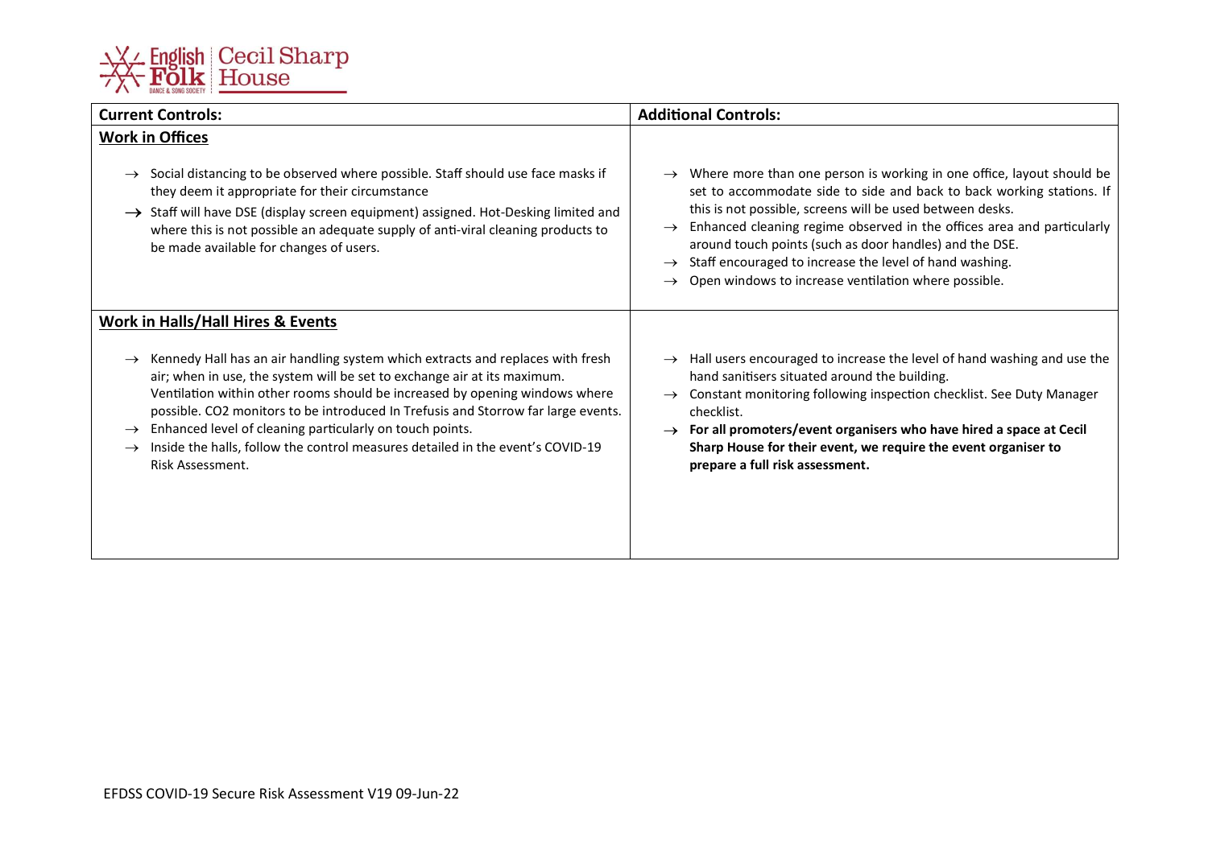| Current Controls: | Additional Controls: |
|---|---|
| **Work in Offices**<br><br>→ Social distancing to be observed where possible. Staff should use face masks if they deem it appropriate for their circumstance<br>→ Staff will have DSE (display screen equipment) assigned. Hot-Desking limited and where this is not possible an adequate supply of anti-viral cleaning products to be made available for changes of users. | → Where more than one person is working in one office, layout should be set to accommodate side to side and back to back working stations. If this is not possible, screens will be used between desks.<br>→ Enhanced cleaning regime observed in the offices area and particularly around touch points (such as door handles) and the DSE.<br>→ Staff encouraged to increase the level of hand washing.<br>→ Open windows to increase ventilation where possible. |
| **Work in Halls/Hall Hires & Events**<br><br>→ Kennedy Hall has an air handling system which extracts and replaces with fresh air; when in use, the system will be set to exchange air at its maximum. Ventilation within other rooms should be increased by opening windows where possible. CO2 monitors to be introduced In Trefusis and Storrow far large events.<br>→ Enhanced level of cleaning particularly on touch points.<br>→ Inside the halls, follow the control measures detailed in the event's COVID-19 Risk Assessment. | → Hall users encouraged to increase the level of hand washing and use the hand sanitisers situated around the building.<br>→ Constant monitoring following inspection checklist. See Duty Manager checklist.<br>→ **For all promoters/event organisers who have hired a space at Cecil Sharp House for their event, we require the event organiser to prepare a full risk assessment.** |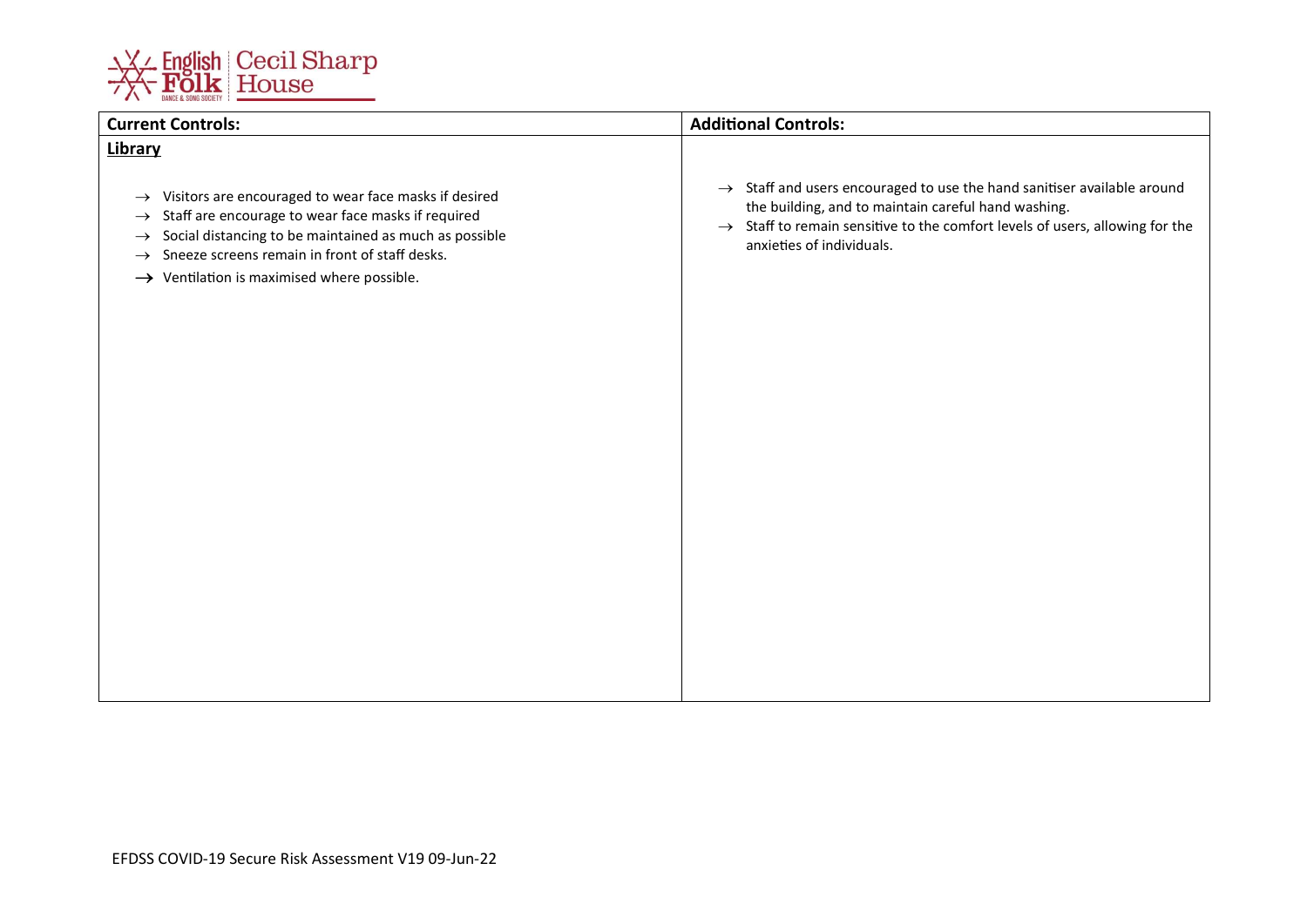| Current Controls: | Additional Controls: |
| --- | --- |
| **Library**<br><br>→ Visitors are encouraged to wear face masks if desired<br>→ Staff are encourage to wear face masks if required<br>→ Social distancing to be maintained as much as possible<br>→ Sneeze screens remain in front of staff desks.<br>→ Ventilation is maximised where possible. | → Staff and users encouraged to use the hand sanitiser available around the building, and to maintain careful hand washing.<br>→ Staff to remain sensitive to the comfort levels of users, allowing for the anxieties of individuals. |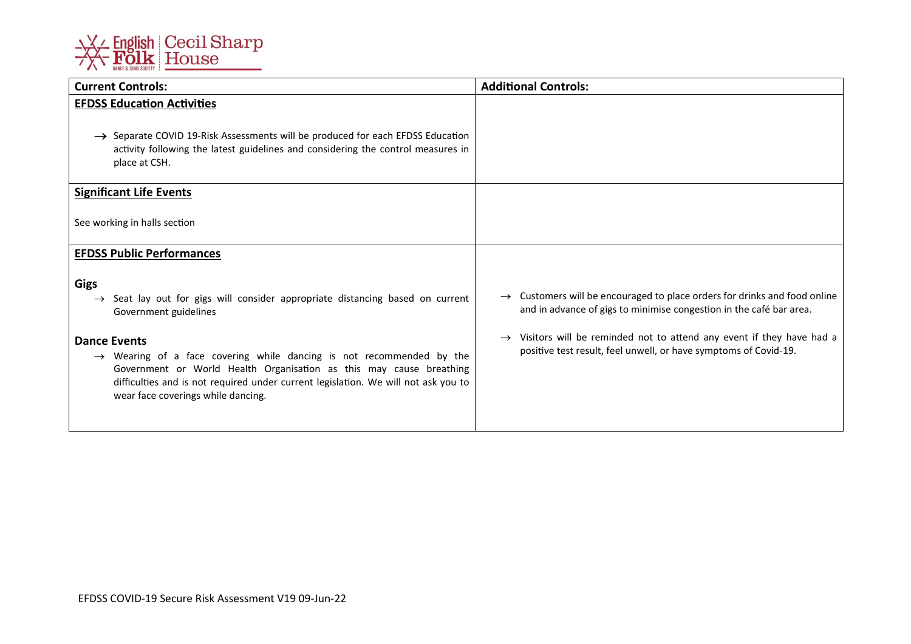| Current Controls: | Additional Controls: |
|---|---|
| **EFDSS Education Activities**<br><br>→ Separate COVID 19-Risk Assessments will be produced for each EFDSS Education activity following the latest guidelines and considering the control measures in place at CSH. | |
| **Significant Life Events**<br><br>See working in halls section | |
| **EFDSS Public Performances**<br><br>**Gigs**<br>→ Seat lay out for gigs will consider appropriate distancing based on current Government guidelines<br><br>**Dance Events**<br>→ Wearing of a face covering while dancing is not recommended by the Government or World Health Organisation as this may cause breathing difficulties and is not required under current legislation. We will not ask you to wear face coverings while dancing. | → Customers will be encouraged to place orders for drinks and food online and in advance of gigs to minimise congestion in the café bar area.<br><br>→ Visitors will be reminded not to attend any event if they have had a positive test result, feel unwell, or have symptoms of Covid-19. |